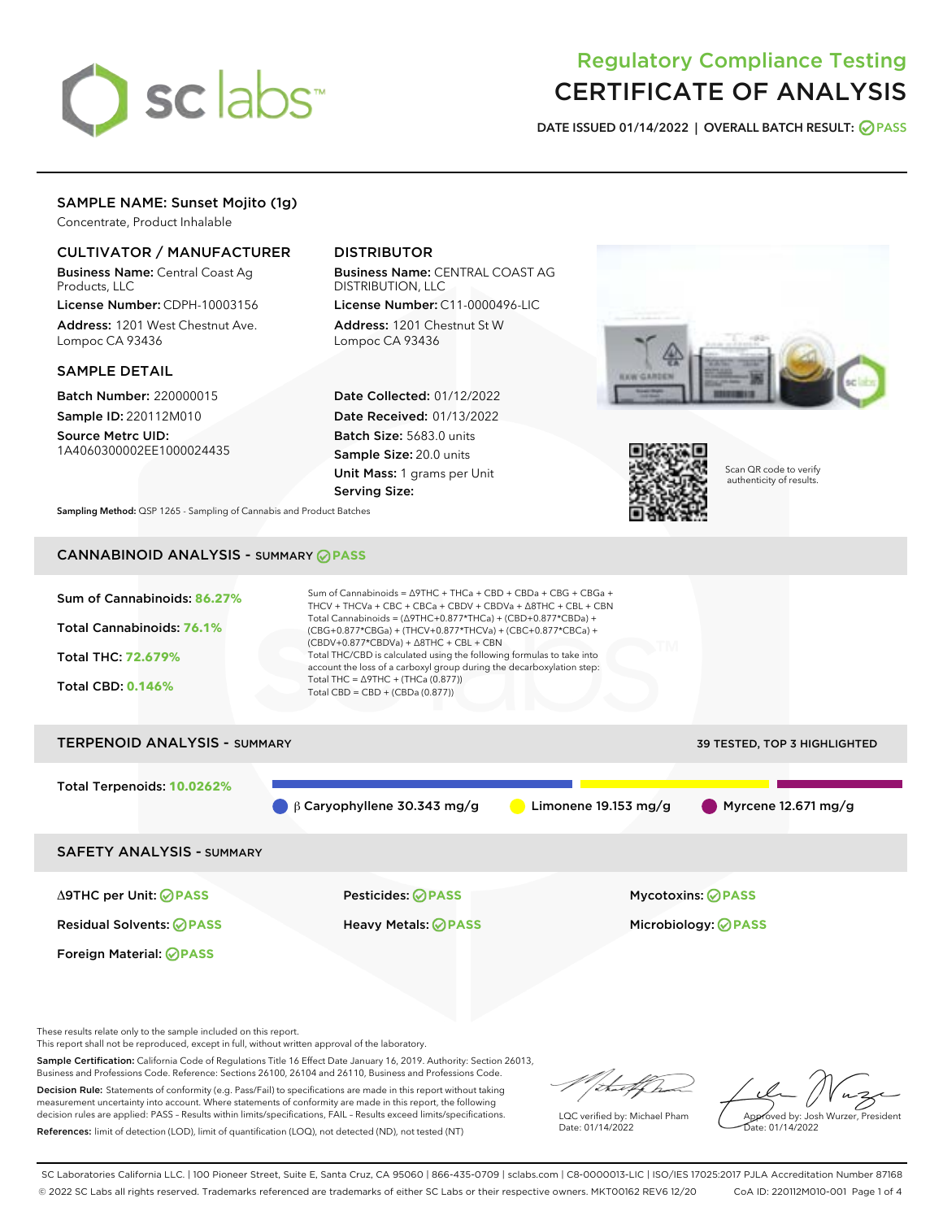sc labs

# Regulatory Compliance Testing
# CERTIFICATE OF ANALYSIS

**DATE ISSUED 01/14/2022 | OVERALL BATCH RESULT: PASS**

## SAMPLE NAME: Sunset Mojito (1g)

Concentrate, Product Inhalable

### CULTIVATOR / MANUFACTURER

**Business Name:** Central Coast Ag Products, LLC

**License Number:** CDPH-10003156

**Address:** 1201 West Chestnut Ave. Lompoc CA 93436

### DISTRIBUTOR

**Business Name:** CENTRAL COAST AG DISTRIBUTION, LLC

**License Number:** C11-0000496-LIC

**Address:** 1201 Chestnut St W Lompoc CA 93436

### SAMPLE DETAIL

**Batch Number:** 220000015

**Sample ID:** 220112M010

**Source Metrc UID:** 1A4060300002EE1000024435

**Date Collected:** 01/12/2022

**Date Received:** 01/13/2022

**Batch Size:** 5683.0 units

**Sample Size:** 20.0 units

**Unit Mass:** 1 grams per Unit

**Serving Size:**

**Sampling Method:** QSP 1265 - Sampling of Cannabis and Product Batches

Scan QR code to verify authenticity of results.

## CANNABINOID ANALYSIS - SUMMARY PASS

**Sum of Cannabinoids:** 86.27%

**Total Cannabinoids:** 76.1%

**Total THC:** 72.679%

**Total CBD:** 0.146%

Sum of Cannabinoids = Δ9THC + THCa + CBD + CBDa + CBG + CBGa + THCV + THCVa + CBC + CBCa + CBDV + CBDVa + Δ8THC + CBL + CBN

Total Cannabinoids = (Δ9THC+0.877*THCa) + (CBD+0.877*CBDa) + (CBG+0.877*CBGa) + (THCV+0.877*THCVa) + (CBC+0.877*CBCa) + (CBDV+0.877*CBDVa) + Δ8THC + CBL + CBN

Total THC/CBD is calculated using the following formulas to take into account the loss of a carboxyl group during the decarboxylation step:

Total THC = Δ9THC + (THCa (0.877))

Total CBD = CBD + (CBDa (0.877))

## TERPENOID ANALYSIS - SUMMARY

39 TESTED, TOP 3 HIGHLIGHTED

**Total Terpenoids:** 10.0262%

β Caryophyllene 30.343 mg/g

Limonene 19.153 mg/g

Myrcene 12.671 mg/g

## SAFETY ANALYSIS - SUMMARY

| | | |
|---|---|---|
| Δ9THC per Unit: PASS | Pesticides: PASS | Mycotoxins: PASS |
| Residual Solvents: PASS | Heavy Metals: PASS | Microbiology: PASS |
| Foreign Material: PASS | | |

These results relate only to the sample included on this report.
This report shall not be reproduced, except in full, without written approval of the laboratory.

**Sample Certification:** California Code of Regulations Title 16 Effect Date January 16, 2019. Authority: Section 26013, Business and Professions Code. Reference: Sections 26100, 26104 and 26110, Business and Professions Code.

**Decision Rule:** Statements of conformity (e.g. Pass/Fail) to specifications are made in this report without taking measurement uncertainty into account. Where statements of conformity are made in this report, the following decision rules are applied: PASS – Results within limits/specifications, FAIL – Results exceed limits/specifications.

**References:** limit of detection (LOD), limit of quantification (LOQ), not detected (ND), not tested (NT)

LQC verified by: Michael Pham
Date: 01/14/2022

Approved by: Josh Wurzer, President
Date: 01/14/2022

SC Laboratories California LLC. | 100 Pioneer Street, Suite E, Santa Cruz, CA 95060 | 866-435-0709 | sclabs.com | C8-0000013-LIC | ISO/IES 17025:2017 PJLA Accreditation Number 87168
© 2022 SC Labs all rights reserved. Trademarks referenced are trademarks of either SC Labs or their respective owners. MKT00162 REV6 12/20 CoA ID: 220112M010-001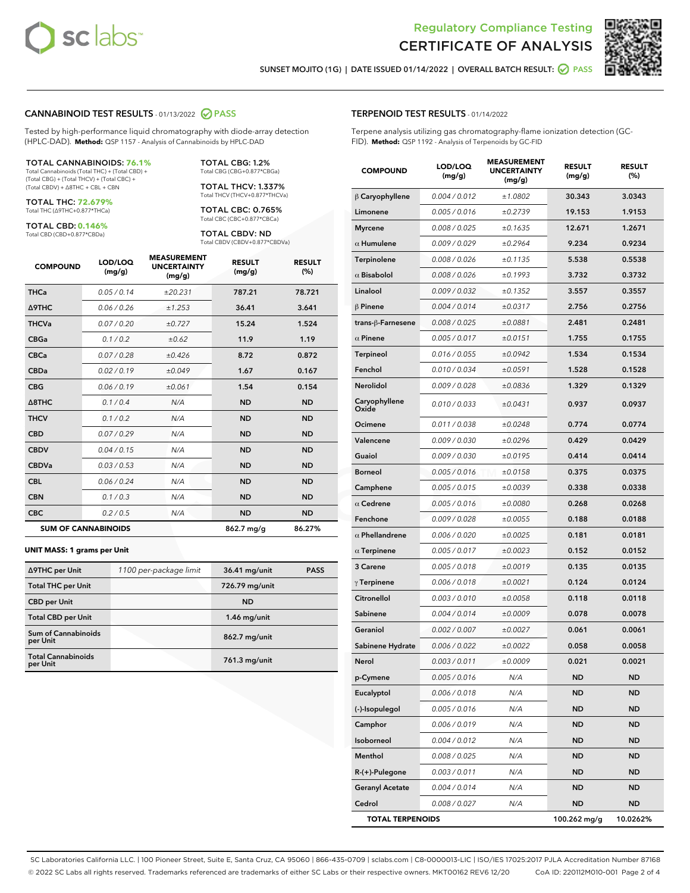# Regulatory Compliance Testing
# CERTIFICATE OF ANALYSIS

SUNSET MOJITO (1G) | DATE ISSUED 01/14/2022 | OVERALL BATCH RESULT: PASS

## CANNABINOID TEST RESULTS - 01/13/2022 PASS

Tested by high-performance liquid chromatography with diode-array detection (HPLC-DAD). **Method:** QSP 1157 - Analysis of Cannabinoids by HPLC-DAD

**TOTAL CANNABINOIDS: 76.1%**
Total Cannabinoids (Total THC) + (Total CBD) + (Total CBG) + (Total THCV) + (Total CBC) + (Total CBDV) + Δ8THC + CBL + CBN

**TOTAL THC: 72.679%**
Total THC (Δ9THC+0.877*THCa)

**TOTAL CBD: 0.146%**
Total CBD (CBD+0.877*CBDa)

**TOTAL CBG: 1.2%**
Total CBG (CBG+0.877*CBGa)

**TOTAL THCV: 1.337%**
Total THCV (THCV+0.877*THCVa)

**TOTAL CBC: 0.765%**
Total CBC (CBC+0.877*CBCa)

**TOTAL CBDV: ND**
Total CBDV (CBDV+0.877*CBDVa)

| COMPOUND | LOD/LOQ (mg/g) | MEASUREMENT UNCERTAINTY (mg/g) | RESULT (mg/g) | RESULT (%) |
|---|---|---|---|---|
| THCa | 0.05 / 0.14 | ±20.231 | 787.21 | 78.721 |
| Δ9THC | 0.06 / 0.26 | ±1.253 | 36.41 | 3.641 |
| THCVa | 0.07 / 0.20 | ±0.727 | 15.24 | 1.524 |
| CBGa | 0.1 / 0.2 | ±0.62 | 11.9 | 1.19 |
| CBCa | 0.07 / 0.28 | ±0.426 | 8.72 | 0.872 |
| CBDa | 0.02 / 0.19 | ±0.049 | 1.67 | 0.167 |
| CBG | 0.06 / 0.19 | ±0.061 | 1.54 | 0.154 |
| Δ8THC | 0.1 / 0.4 | N/A | ND | ND |
| THCV | 0.1 / 0.2 | N/A | ND | ND |
| CBD | 0.07 / 0.29 | N/A | ND | ND |
| CBDV | 0.04 / 0.15 | N/A | ND | ND |
| CBDVa | 0.03 / 0.53 | N/A | ND | ND |
| CBL | 0.06 / 0.24 | N/A | ND | ND |
| CBN | 0.1 / 0.3 | N/A | ND | ND |
| CBC | 0.2 / 0.5 | N/A | ND | ND |
| **SUM OF CANNABINOIDS** | | | **862.7 mg/g** | **86.27%** |

### UNIT MASS: 1 grams per Unit

| | | | |
|---|---|---|---|
| Δ9THC per Unit | 1100 per-package limit | 36.41 mg/unit | PASS |
| Total THC per Unit | | 726.79 mg/unit | |
| CBD per Unit | | ND | |
| Total CBD per Unit | | 1.46 mg/unit | |
| Sum of Cannabinoids per Unit | | 862.7 mg/unit | |
| Total Cannabinoids per Unit | | 761.3 mg/unit | |

## TERPENOID TEST RESULTS - 01/14/2022

Terpene analysis utilizing gas chromatography-flame ionization detection (GC-FID). **Method:** QSP 1192 - Analysis of Terpenoids by GC-FID

| COMPOUND | LOD/LOQ (mg/g) | MEASUREMENT UNCERTAINTY (mg/g) | RESULT (mg/g) | RESULT (%) |
|---|---|---|---|---|
| β Caryophyllene | 0.004 / 0.012 | ±1.0802 | 30.343 | 3.0343 |
| Limonene | 0.005 / 0.016 | ±0.2739 | 19.153 | 1.9153 |
| Myrcene | 0.008 / 0.025 | ±0.1635 | 12.671 | 1.2671 |
| α Humulene | 0.009 / 0.029 | ±0.2964 | 9.234 | 0.9234 |
| Terpinolene | 0.008 / 0.026 | ±0.1135 | 5.538 | 0.5538 |
| α Bisabolol | 0.008 / 0.026 | ±0.1993 | 3.732 | 0.3732 |
| Linalool | 0.009 / 0.032 | ±0.1352 | 3.557 | 0.3557 |
| β Pinene | 0.004 / 0.014 | ±0.0317 | 2.756 | 0.2756 |
| trans-β-Farnesene | 0.008 / 0.025 | ±0.0881 | 2.481 | 0.2481 |
| α Pinene | 0.005 / 0.017 | ±0.0151 | 1.755 | 0.1755 |
| Terpineol | 0.016 / 0.055 | ±0.0942 | 1.534 | 0.1534 |
| Fenchol | 0.010 / 0.034 | ±0.0591 | 1.528 | 0.1528 |
| Nerolidol | 0.009 / 0.028 | ±0.0836 | 1.329 | 0.1329 |
| Caryophyllene Oxide | 0.010 / 0.033 | ±0.0431 | 0.937 | 0.0937 |
| Ocimene | 0.011 / 0.038 | ±0.0248 | 0.774 | 0.0774 |
| Valencene | 0.009 / 0.030 | ±0.0296 | 0.429 | 0.0429 |
| Guaiol | 0.009 / 0.030 | ±0.0195 | 0.414 | 0.0414 |
| Borneol | 0.005 / 0.016 | ±0.0158 | 0.375 | 0.0375 |
| Camphene | 0.005 / 0.015 | ±0.0039 | 0.338 | 0.0338 |
| α Cedrene | 0.005 / 0.016 | ±0.0080 | 0.268 | 0.0268 |
| Fenchone | 0.009 / 0.028 | ±0.0055 | 0.188 | 0.0188 |
| α Phellandrene | 0.006 / 0.020 | ±0.0025 | 0.181 | 0.0181 |
| α Terpinene | 0.005 / 0.017 | ±0.0023 | 0.152 | 0.0152 |
| 3 Carene | 0.005 / 0.018 | ±0.0019 | 0.135 | 0.0135 |
| γ Terpinene | 0.006 / 0.018 | ±0.0021 | 0.124 | 0.0124 |
| Citronellol | 0.003 / 0.010 | ±0.0058 | 0.118 | 0.0118 |
| Sabinene | 0.004 / 0.014 | ±0.0009 | 0.078 | 0.0078 |
| Geraniol | 0.002 / 0.007 | ±0.0027 | 0.061 | 0.0061 |
| Sabinene Hydrate | 0.006 / 0.022 | ±0.0022 | 0.058 | 0.0058 |
| Nerol | 0.003 / 0.011 | ±0.0009 | 0.021 | 0.0021 |
| p-Cymene | 0.005 / 0.016 | N/A | ND | ND |
| Eucalyptol | 0.006 / 0.018 | N/A | ND | ND |
| (-)-Isopulegol | 0.005 / 0.016 | N/A | ND | ND |
| Camphor | 0.006 / 0.019 | N/A | ND | ND |
| Isoborneol | 0.004 / 0.012 | N/A | ND | ND |
| Menthol | 0.008 / 0.025 | N/A | ND | ND |
| R-(+)-Pulegone | 0.003 / 0.011 | N/A | ND | ND |
| Geranyl Acetate | 0.004 / 0.014 | N/A | ND | ND |
| Cedrol | 0.008 / 0.027 | N/A | ND | ND |
| **TOTAL TERPENOIDS** | | | **100.262 mg/g** | **10.0262%** |

SC Laboratories California LLC. | 100 Pioneer Street, Suite E, Santa Cruz, CA 95060 | 866-435-0709 | sclabs.com | C8-0000013-LIC | ISO/IES 17025:2017 PJLA Accreditation Number 87168
© 2022 SC Labs all rights reserved. Trademarks referenced are trademarks of either SC Labs or their respective owners. MKT00162 REV6 12/20 CoA ID: 220112M010-001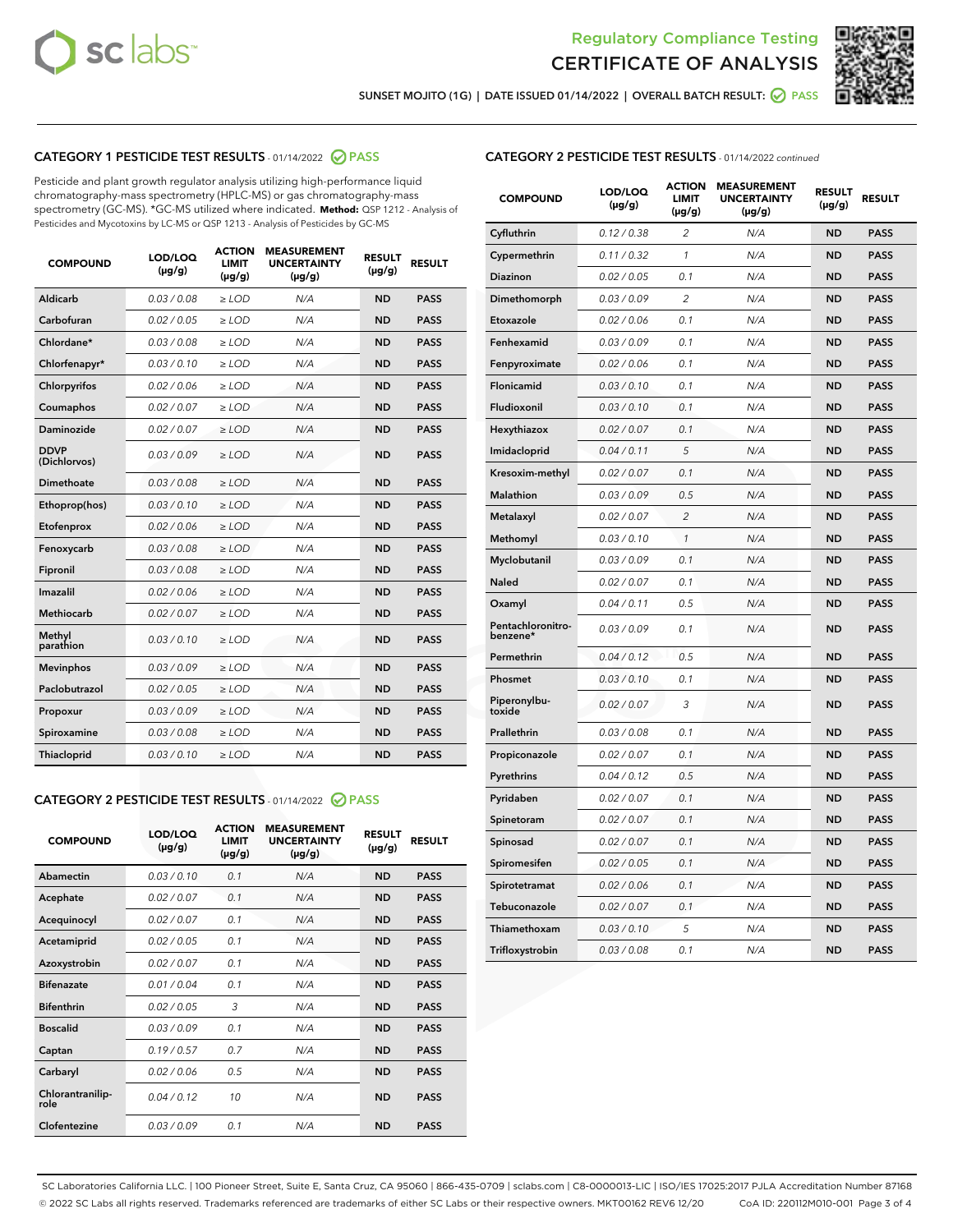# Regulatory Compliance Testing
# CERTIFICATE OF ANALYSIS

SUNSET MOJITO (1G) | DATE ISSUED 01/14/2022 | OVERALL BATCH RESULT: PASS

## CATEGORY 1 PESTICIDE TEST RESULTS - 01/14/2022 PASS

Pesticide and plant growth regulator analysis utilizing high-performance liquid chromatography-mass spectrometry (HPLC-MS) or gas chromatography-mass spectrometry (GC-MS). *GC-MS utilized where indicated. **Method:** QSP 1212 - Analysis of Pesticides and Mycotoxins by LC-MS or QSP 1213 - Analysis of Pesticides by GC-MS

| COMPOUND | LOD/LOQ (µg/g) | ACTION LIMIT (µg/g) | MEASUREMENT UNCERTAINTY (µg/g) | RESULT (µg/g) | RESULT |
|---|---|---|---|---|---|
| Aldicarb | 0.03 / 0.08 | ≥ LOD | N/A | ND | PASS |
| Carbofuran | 0.02 / 0.05 | ≥ LOD | N/A | ND | PASS |
| Chlordane* | 0.03 / 0.08 | ≥ LOD | N/A | ND | PASS |
| Chlorfenapyr* | 0.03 / 0.10 | ≥ LOD | N/A | ND | PASS |
| Chlorpyrifos | 0.02 / 0.06 | ≥ LOD | N/A | ND | PASS |
| Coumaphos | 0.02 / 0.07 | ≥ LOD | N/A | ND | PASS |
| Daminozide | 0.02 / 0.07 | ≥ LOD | N/A | ND | PASS |
| DDVP (Dichlorvos) | 0.03 / 0.09 | ≥ LOD | N/A | ND | PASS |
| Dimethoate | 0.03 / 0.08 | ≥ LOD | N/A | ND | PASS |
| Ethoprop(hos) | 0.03 / 0.10 | ≥ LOD | N/A | ND | PASS |
| Etofenprox | 0.02 / 0.06 | ≥ LOD | N/A | ND | PASS |
| Fenoxycarb | 0.03 / 0.08 | ≥ LOD | N/A | ND | PASS |
| Fipronil | 0.03 / 0.08 | ≥ LOD | N/A | ND | PASS |
| Imazalil | 0.02 / 0.06 | ≥ LOD | N/A | ND | PASS |
| Methiocarb | 0.02 / 0.07 | ≥ LOD | N/A | ND | PASS |
| Methyl parathion | 0.03 / 0.10 | ≥ LOD | N/A | ND | PASS |
| Mevinphos | 0.03 / 0.09 | ≥ LOD | N/A | ND | PASS |
| Paclobutrazol | 0.02 / 0.05 | ≥ LOD | N/A | ND | PASS |
| Propoxur | 0.03 / 0.09 | ≥ LOD | N/A | ND | PASS |
| Spiroxamine | 0.03 / 0.08 | ≥ LOD | N/A | ND | PASS |
| Thiacloprid | 0.03 / 0.10 | ≥ LOD | N/A | ND | PASS |

## CATEGORY 2 PESTICIDE TEST RESULTS - 01/14/2022 PASS

| COMPOUND | LOD/LOQ (µg/g) | ACTION LIMIT (µg/g) | MEASUREMENT UNCERTAINTY (µg/g) | RESULT (µg/g) | RESULT |
|---|---|---|---|---|---|
| Abamectin | 0.03 / 0.10 | 0.1 | N/A | ND | PASS |
| Acephate | 0.02 / 0.07 | 0.1 | N/A | ND | PASS |
| Acequinocyl | 0.02 / 0.07 | 0.1 | N/A | ND | PASS |
| Acetamiprid | 0.02 / 0.05 | 0.1 | N/A | ND | PASS |
| Azoxystrobin | 0.02 / 0.07 | 0.1 | N/A | ND | PASS |
| Bifenazate | 0.01 / 0.04 | 0.1 | N/A | ND | PASS |
| Bifenthrin | 0.02 / 0.05 | 3 | N/A | ND | PASS |
| Boscalid | 0.03 / 0.09 | 0.1 | N/A | ND | PASS |
| Captan | 0.19 / 0.57 | 0.7 | N/A | ND | PASS |
| Carbaryl | 0.02 / 0.06 | 0.5 | N/A | ND | PASS |
| Chlorantraniliprole | 0.04 / 0.12 | 10 | N/A | ND | PASS |
| Clofentezine | 0.03 / 0.09 | 0.1 | N/A | ND | PASS |
| Cyfluthrin | 0.12 / 0.38 | 2 | N/A | ND | PASS |
| Cypermethrin | 0.11 / 0.32 | 1 | N/A | ND | PASS |
| Diazinon | 0.02 / 0.05 | 0.1 | N/A | ND | PASS |
| Dimethomorph | 0.03 / 0.09 | 2 | N/A | ND | PASS |
| Etoxazole | 0.02 / 0.06 | 0.1 | N/A | ND | PASS |
| Fenhexamid | 0.03 / 0.09 | 0.1 | N/A | ND | PASS |
| Fenpyroximate | 0.02 / 0.06 | 0.1 | N/A | ND | PASS |
| Flonicamid | 0.03 / 0.10 | 0.1 | N/A | ND | PASS |
| Fludioxonil | 0.03 / 0.10 | 0.1 | N/A | ND | PASS |
| Hexythiazox | 0.02 / 0.07 | 0.1 | N/A | ND | PASS |
| Imidacloprid | 0.04 / 0.11 | 5 | N/A | ND | PASS |
| Kresoxim-methyl | 0.02 / 0.07 | 0.1 | N/A | ND | PASS |
| Malathion | 0.03 / 0.09 | 0.5 | N/A | ND | PASS |
| Metalaxyl | 0.02 / 0.07 | 2 | N/A | ND | PASS |
| Methomyl | 0.03 / 0.10 | 1 | N/A | ND | PASS |
| Myclobutanil | 0.03 / 0.09 | 0.1 | N/A | ND | PASS |
| Naled | 0.02 / 0.07 | 0.1 | N/A | ND | PASS |
| Oxamyl | 0.04 / 0.11 | 0.5 | N/A | ND | PASS |
| Pentachloronitrobenzene* | 0.03 / 0.09 | 0.1 | N/A | ND | PASS |
| Permethrin | 0.04 / 0.12 | 0.5 | N/A | ND | PASS |
| Phosmet | 0.03 / 0.10 | 0.1 | N/A | ND | PASS |
| Piperonylbutoxide | 0.02 / 0.07 | 3 | N/A | ND | PASS |
| Prallethrin | 0.03 / 0.08 | 0.1 | N/A | ND | PASS |
| Propiconazole | 0.02 / 0.07 | 0.1 | N/A | ND | PASS |
| Pyrethrins | 0.04 / 0.12 | 0.5 | N/A | ND | PASS |
| Pyridaben | 0.02 / 0.07 | 0.1 | N/A | ND | PASS |
| Spinetoram | 0.02 / 0.07 | 0.1 | N/A | ND | PASS |
| Spinosad | 0.02 / 0.07 | 0.1 | N/A | ND | PASS |
| Spiromesifen | 0.02 / 0.05 | 0.1 | N/A | ND | PASS |
| Spirotetramat | 0.02 / 0.06 | 0.1 | N/A | ND | PASS |
| Tebuconazole | 0.02 / 0.07 | 0.1 | N/A | ND | PASS |
| Thiamethoxam | 0.03 / 0.10 | 5 | N/A | ND | PASS |
| Trifloxystrobin | 0.03 / 0.08 | 0.1 | N/A | ND | PASS |

SC Laboratories California LLC. | 100 Pioneer Street, Suite E, Santa Cruz, CA 95060 | 866-435-0709 | sclabs.com | C8-0000013-LIC | ISO/IES 17025:2017 PJLA Accreditation Number 87168
© 2022 SC Labs all rights reserved. Trademarks referenced are trademarks of either SC Labs or their respective owners. MKT00162 REV6 12/20 CoA ID: 220112M010-001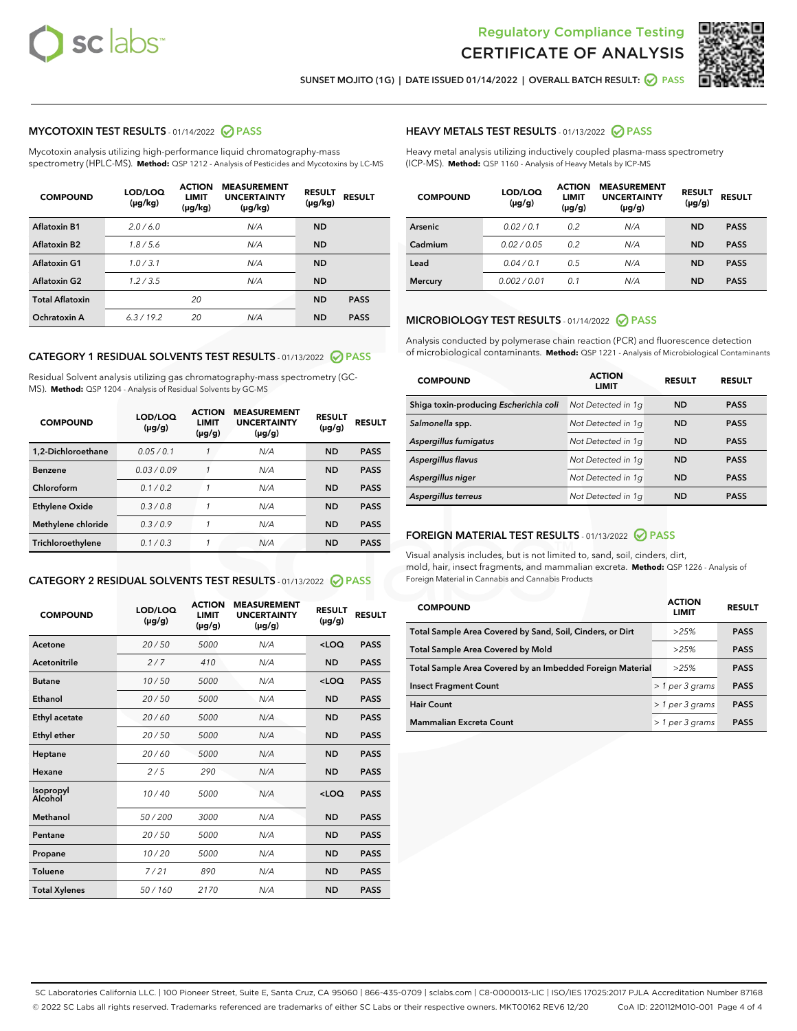# Regulatory Compliance Testing
# CERTIFICATE OF ANALYSIS

SUNSET MOJITO (1G) | DATE ISSUED 01/14/2022 | OVERALL BATCH RESULT: PASS

## MYCOTOXIN TEST RESULTS - 01/14/2022 PASS

Mycotoxin analysis utilizing high-performance liquid chromatography-mass spectrometry (HPLC-MS). **Method:** QSP 1212 - Analysis of Pesticides and Mycotoxins by LC-MS

| COMPOUND | LOD/LOQ (µg/kg) | ACTION LIMIT (µg/kg) | MEASUREMENT UNCERTAINTY (µg/kg) | RESULT (µg/kg) | RESULT |
|---|---|---|---|---|---|
| Aflatoxin B1 | 2.0 / 6.0 | | N/A | ND | |
| Aflatoxin B2 | 1.8 / 5.6 | | N/A | ND | |
| Aflatoxin G1 | 1.0 / 3.1 | | N/A | ND | |
| Aflatoxin G2 | 1.2 / 3.5 | | N/A | ND | |
| Total Aflatoxin | | 20 | | ND | PASS |
| Ochratoxin A | 6.3 / 19.2 | 20 | N/A | ND | PASS |

## CATEGORY 1 RESIDUAL SOLVENTS TEST RESULTS - 01/13/2022 PASS

Residual Solvent analysis utilizing gas chromatography-mass spectrometry (GC-MS). **Method:** QSP 1204 - Analysis of Residual Solvents by GC-MS

| COMPOUND | LOD/LOQ (µg/g) | ACTION LIMIT (µg/g) | MEASUREMENT UNCERTAINTY (µg/g) | RESULT (µg/g) | RESULT |
|---|---|---|---|---|---|
| 1,2-Dichloroethane | 0.05 / 0.1 | 1 | N/A | ND | PASS |
| Benzene | 0.03 / 0.09 | 1 | N/A | ND | PASS |
| Chloroform | 0.1 / 0.2 | 1 | N/A | ND | PASS |
| Ethylene Oxide | 0.3 / 0.8 | 1 | N/A | ND | PASS |
| Methylene chloride | 0.3 / 0.9 | 1 | N/A | ND | PASS |
| Trichloroethylene | 0.1 / 0.3 | 1 | N/A | ND | PASS |

## CATEGORY 2 RESIDUAL SOLVENTS TEST RESULTS - 01/13/2022 PASS

| COMPOUND | LOD/LOQ (µg/g) | ACTION LIMIT (µg/g) | MEASUREMENT UNCERTAINTY (µg/g) | RESULT (µg/g) | RESULT |
|---|---|---|---|---|---|
| Acetone | 20 / 50 | 5000 | N/A | <LOQ | PASS |
| Acetonitrile | 2 / 7 | 410 | N/A | ND | PASS |
| Butane | 10 / 50 | 5000 | N/A | <LOQ | PASS |
| Ethanol | 20 / 50 | 5000 | N/A | ND | PASS |
| Ethyl acetate | 20 / 60 | 5000 | N/A | ND | PASS |
| Ethyl ether | 20 / 50 | 5000 | N/A | ND | PASS |
| Heptane | 20 / 60 | 5000 | N/A | ND | PASS |
| Hexane | 2 / 5 | 290 | N/A | ND | PASS |
| Isopropyl Alcohol | 10 / 40 | 5000 | N/A | <LOQ | PASS |
| Methanol | 50 / 200 | 3000 | N/A | ND | PASS |
| Pentane | 20 / 50 | 5000 | N/A | ND | PASS |
| Propane | 10 / 20 | 5000 | N/A | ND | PASS |
| Toluene | 7 / 21 | 890 | N/A | ND | PASS |
| Total Xylenes | 50 / 160 | 2170 | N/A | ND | PASS |

## HEAVY METALS TEST RESULTS - 01/13/2022 PASS

Heavy metal analysis utilizing inductively coupled plasma-mass spectrometry (ICP-MS). **Method:** QSP 1160 - Analysis of Heavy Metals by ICP-MS

| COMPOUND | LOD/LOQ (µg/g) | ACTION LIMIT (µg/g) | MEASUREMENT UNCERTAINTY (µg/g) | RESULT (µg/g) | RESULT |
|---|---|---|---|---|---|
| Arsenic | 0.02 / 0.1 | 0.2 | N/A | ND | PASS |
| Cadmium | 0.02 / 0.05 | 0.2 | N/A | ND | PASS |
| Lead | 0.04 / 0.1 | 0.5 | N/A | ND | PASS |
| Mercury | 0.002 / 0.01 | 0.1 | N/A | ND | PASS |

## MICROBIOLOGY TEST RESULTS - 01/14/2022 PASS

Analysis conducted by polymerase chain reaction (PCR) and fluorescence detection of microbiological contaminants. **Method:** QSP 1221 - Analysis of Microbiological Contaminants

| COMPOUND | ACTION LIMIT | RESULT | RESULT |
|---|---|---|---|
| Shiga toxin-producing *Escherichia coli* | Not Detected in 1g | ND | PASS |
| *Salmonella* spp. | Not Detected in 1g | ND | PASS |
| *Aspergillus fumigatus* | Not Detected in 1g | ND | PASS |
| *Aspergillus flavus* | Not Detected in 1g | ND | PASS |
| *Aspergillus niger* | Not Detected in 1g | ND | PASS |
| *Aspergillus terreus* | Not Detected in 1g | ND | PASS |

## FOREIGN MATERIAL TEST RESULTS - 01/13/2022 PASS

Visual analysis includes, but is not limited to, sand, soil, cinders, dirt, mold, hair, insect fragments, and mammalian excreta. **Method:** QSP 1226 - Analysis of Foreign Material in Cannabis and Cannabis Products

| COMPOUND | ACTION LIMIT | RESULT |
|---|---|---|
| Total Sample Area Covered by Sand, Soil, Cinders, or Dirt | >25% | PASS |
| Total Sample Area Covered by Mold | >25% | PASS |
| Total Sample Area Covered by an Imbedded Foreign Material | >25% | PASS |
| Insect Fragment Count | > 1 per 3 grams | PASS |
| Hair Count | > 1 per 3 grams | PASS |
| Mammalian Excreta Count | > 1 per 3 grams | PASS |

SC Laboratories California LLC. | 100 Pioneer Street, Suite E, Santa Cruz, CA 95060 | 866-435-0709 | sclabs.com | C8-0000013-LIC | ISO/IES 17025:2017 PJLA Accreditation Number 87168
© 2022 SC Labs all rights reserved. Trademarks referenced are trademarks of either SC Labs or their respective owners. MKT00162 REV6 12/20 CoA ID: 220112M010-001